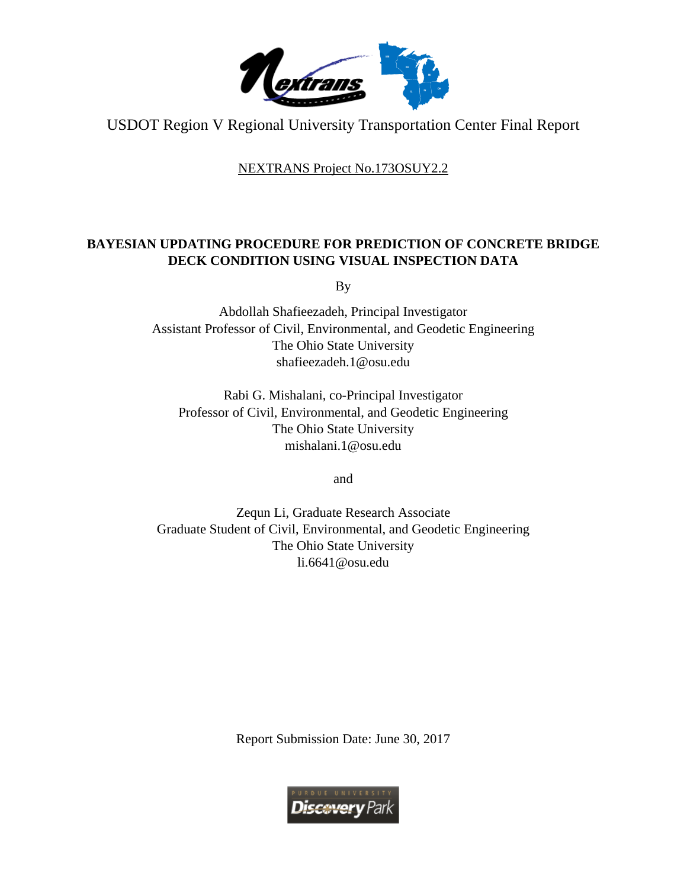USDOT Region V Regional University Transportation Center Final Report

NEXTRANS Project No.173OSUY2.2

# BAYESIAN UPDATING PROCEDURE FOR PREDICTION OF CONCRETE BRIDGE DECK CONDITION USING VISUAL INSPECTION DATA

By

Abdollah Shafieezadeh, Principal Investigator
Assistant Professor of Civil, Environmental, and Geodetic Engineering
The Ohio State University
shafieezadeh.1@osu.edu

Rabi G. Mishalani, co-Principal Investigator
Professor of Civil, Environmental, and Geodetic Engineering
The Ohio State University
mishalani.1@osu.edu

and

Zequn Li, Graduate Research Associate
Graduate Student of Civil, Environmental, and Geodetic Engineering
The Ohio State University
li.6641@osu.edu

Report Submission Date: June 30, 2017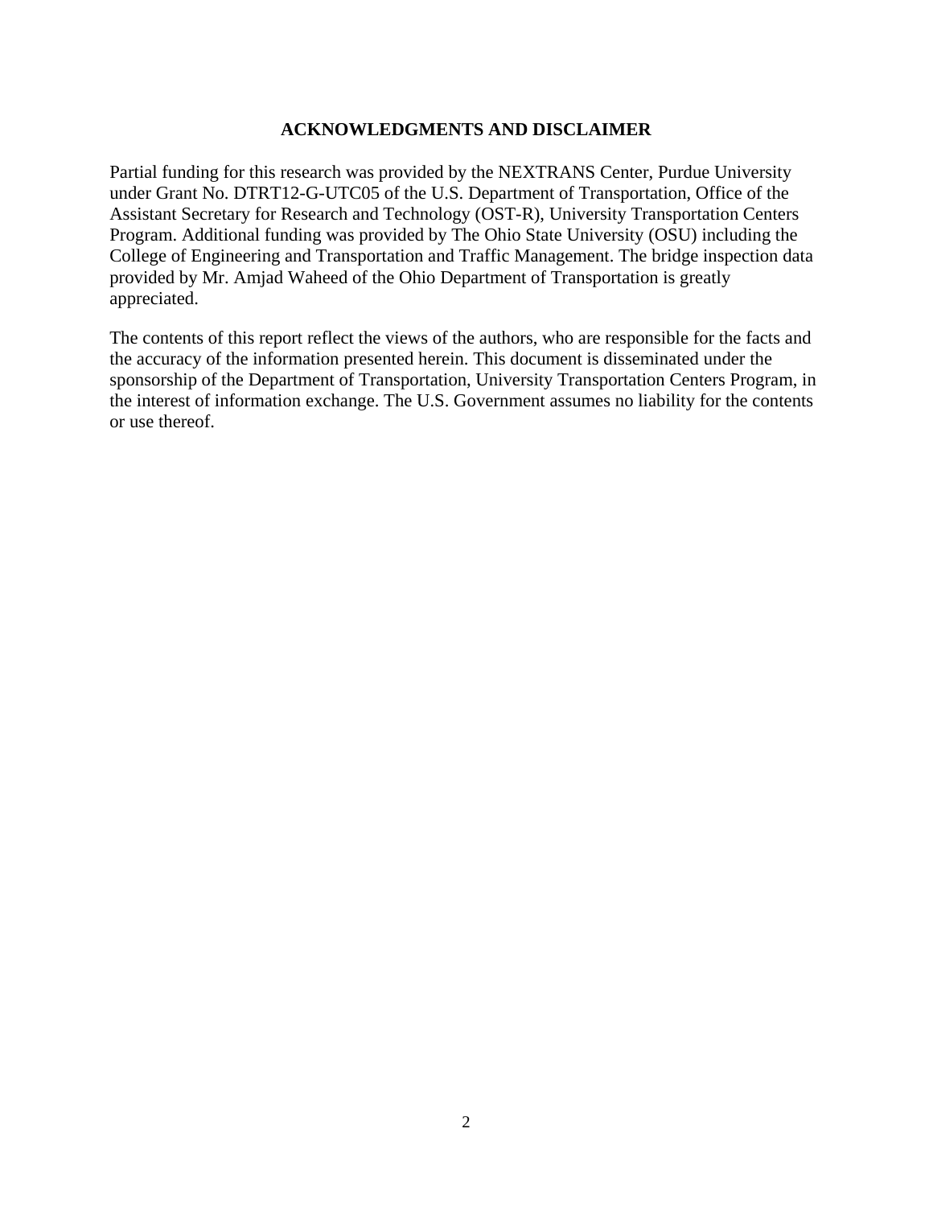## ACKNOWLEDGMENTS AND DISCLAIMER

Partial funding for this research was provided by the NEXTRANS Center, Purdue University under Grant No. DTRT12-G-UTC05 of the U.S. Department of Transportation, Office of the Assistant Secretary for Research and Technology (OST-R), University Transportation Centers Program. Additional funding was provided by The Ohio State University (OSU) including the College of Engineering and Transportation and Traffic Management. The bridge inspection data provided by Mr. Amjad Waheed of the Ohio Department of Transportation is greatly appreciated.

The contents of this report reflect the views of the authors, who are responsible for the facts and the accuracy of the information presented herein. This document is disseminated under the sponsorship of the Department of Transportation, University Transportation Centers Program, in the interest of information exchange. The U.S. Government assumes no liability for the contents or use thereof.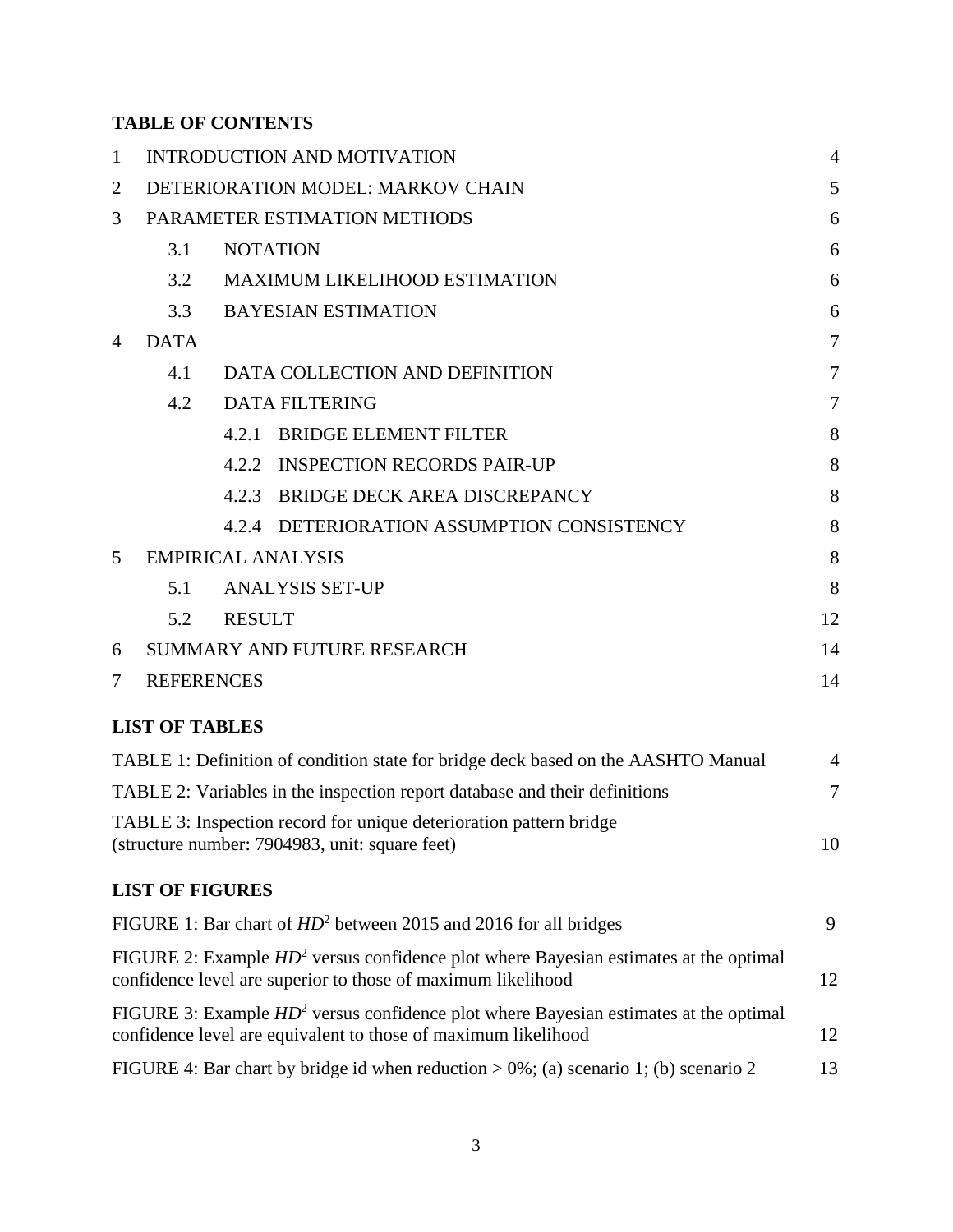## TABLE OF CONTENTS

| | | |
|---|---|---|
| 1 | INTRODUCTION AND MOTIVATION | 4 |
| 2 | DETERIORATION MODEL: MARKOV CHAIN | 5 |
| 3 | PARAMETER ESTIMATION METHODS | 6 |
| 3.1 | NOTATION | 6 |
| 3.2 | MAXIMUM LIKELIHOOD ESTIMATION | 6 |
| 3.3 | BAYESIAN ESTIMATION | 6 |
| 4 | DATA | 7 |
| 4.1 | DATA COLLECTION AND DEFINITION | 7 |
| 4.2 | DATA FILTERING | 7 |
| 4.2.1 | BRIDGE ELEMENT FILTER | 8 |
| 4.2.2 | INSPECTION RECORDS PAIR-UP | 8 |
| 4.2.3 | BRIDGE DECK AREA DISCREPANCY | 8 |
| 4.2.4 | DETERIORATION ASSUMPTION CONSISTENCY | 8 |
| 5 | EMPIRICAL ANALYSIS | 8 |
| 5.1 | ANALYSIS SET-UP | 8 |
| 5.2 | RESULT | 12 |
| 6 | SUMMARY AND FUTURE RESEARCH | 14 |
| 7 | REFERENCES | 14 |

## LIST OF TABLES

| | |
|---|---|
| TABLE 1: Definition of condition state for bridge deck based on the AASHTO Manual | 4 |
| TABLE 2: Variables in the inspection report database and their definitions | 7 |
| TABLE 3: Inspection record for unique deterioration pattern bridge (structure number: 7904983, unit: square feet) | 10 |

## LIST OF FIGURES

| | |
|---|---|
| FIGURE 1: Bar chart of $HD^2$ between 2015 and 2016 for all bridges | 9 |
| FIGURE 2: Example $HD^2$ versus confidence plot where Bayesian estimates at the optimal confidence level are superior to those of maximum likelihood | 12 |
| FIGURE 3: Example $HD^2$ versus confidence plot where Bayesian estimates at the optimal confidence level are equivalent to those of maximum likelihood | 12 |
| FIGURE 4: Bar chart by bridge id when reduction > 0%; (a) scenario 1; (b) scenario 2 | 13 |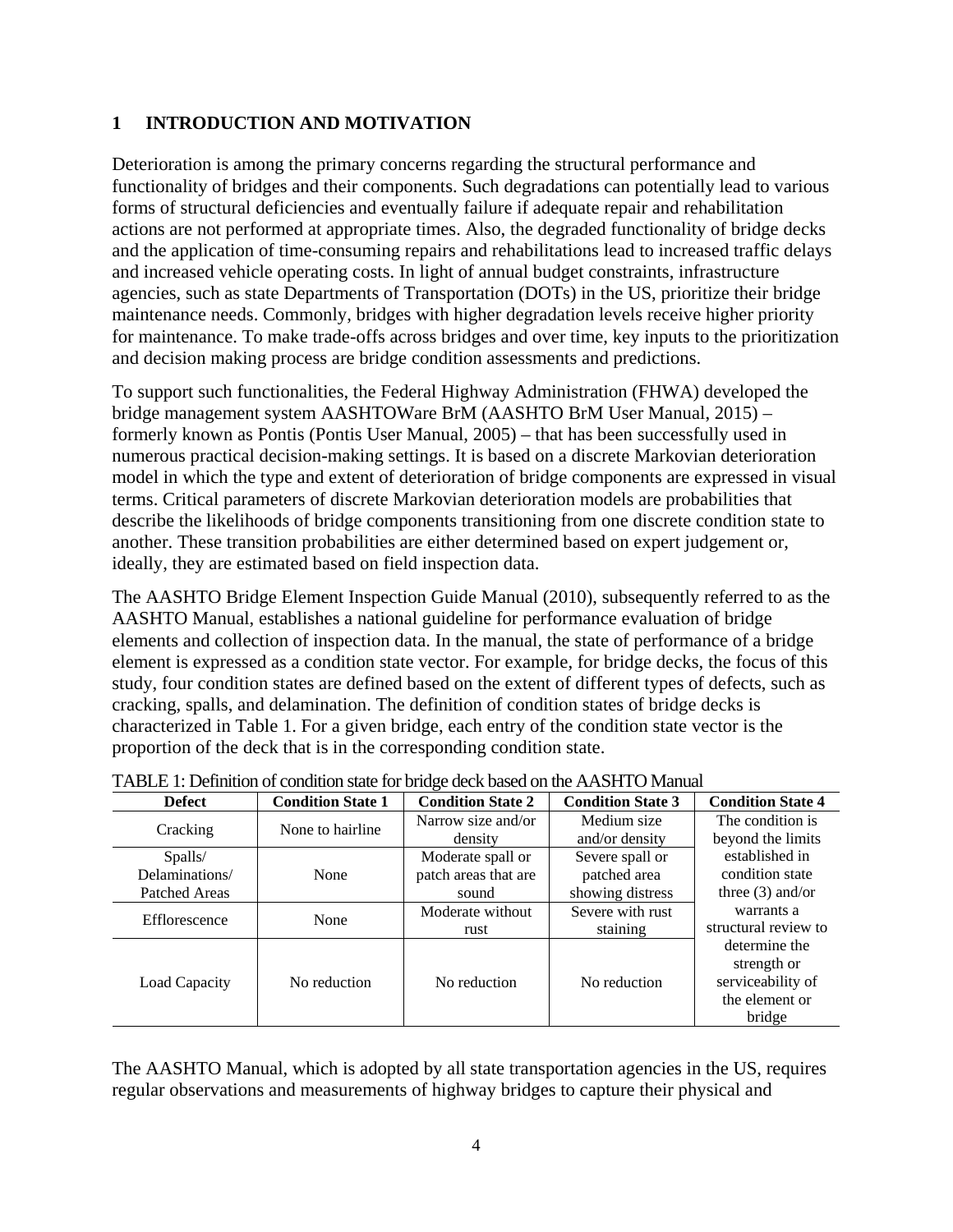## 1 INTRODUCTION AND MOTIVATION

Deterioration is among the primary concerns regarding the structural performance and functionality of bridges and their components. Such degradations can potentially lead to various forms of structural deficiencies and eventually failure if adequate repair and rehabilitation actions are not performed at appropriate times. Also, the degraded functionality of bridge decks and the application of time-consuming repairs and rehabilitations lead to increased traffic delays and increased vehicle operating costs. In light of annual budget constraints, infrastructure agencies, such as state Departments of Transportation (DOTs) in the US, prioritize their bridge maintenance needs. Commonly, bridges with higher degradation levels receive higher priority for maintenance. To make trade-offs across bridges and over time, key inputs to the prioritization and decision making process are bridge condition assessments and predictions.

To support such functionalities, the Federal Highway Administration (FHWA) developed the bridge management system AASHTOWare BrM (AASHTO BrM User Manual, 2015) – formerly known as Pontis (Pontis User Manual, 2005) – that has been successfully used in numerous practical decision-making settings. It is based on a discrete Markovian deterioration model in which the type and extent of deterioration of bridge components are expressed in visual terms. Critical parameters of discrete Markovian deterioration models are probabilities that describe the likelihoods of bridge components transitioning from one discrete condition state to another. These transition probabilities are either determined based on expert judgement or, ideally, they are estimated based on field inspection data.

The AASHTO Bridge Element Inspection Guide Manual (2010), subsequently referred to as the AASHTO Manual, establishes a national guideline for performance evaluation of bridge elements and collection of inspection data. In the manual, the state of performance of a bridge element is expressed as a condition state vector. For example, for bridge decks, the focus of this study, four condition states are defined based on the extent of different types of defects, such as cracking, spalls, and delamination. The definition of condition states of bridge decks is characterized in Table 1. For a given bridge, each entry of the condition state vector is the proportion of the deck that is in the corresponding condition state.

TABLE 1: Definition of condition state for bridge deck based on the AASHTO Manual

| Defect | Condition State 1 | Condition State 2 | Condition State 3 | Condition State 4 |
|---|---|---|---|---|
| Cracking | None to hairline | Narrow size and/or density | Medium size and/or density | The condition is beyond the limits established in condition state three (3) and/or warrants a structural review to determine the strength or serviceability of the element or bridge |
| Spalls/ Delaminations/ Patched Areas | None | Moderate spall or patch areas that are sound | Severe spall or patched area showing distress | |
| Efflorescence | None | Moderate without rust | Severe with rust staining | |
| Load Capacity | No reduction | No reduction | No reduction | |

The AASHTO Manual, which is adopted by all state transportation agencies in the US, requires regular observations and measurements of highway bridges to capture their physical and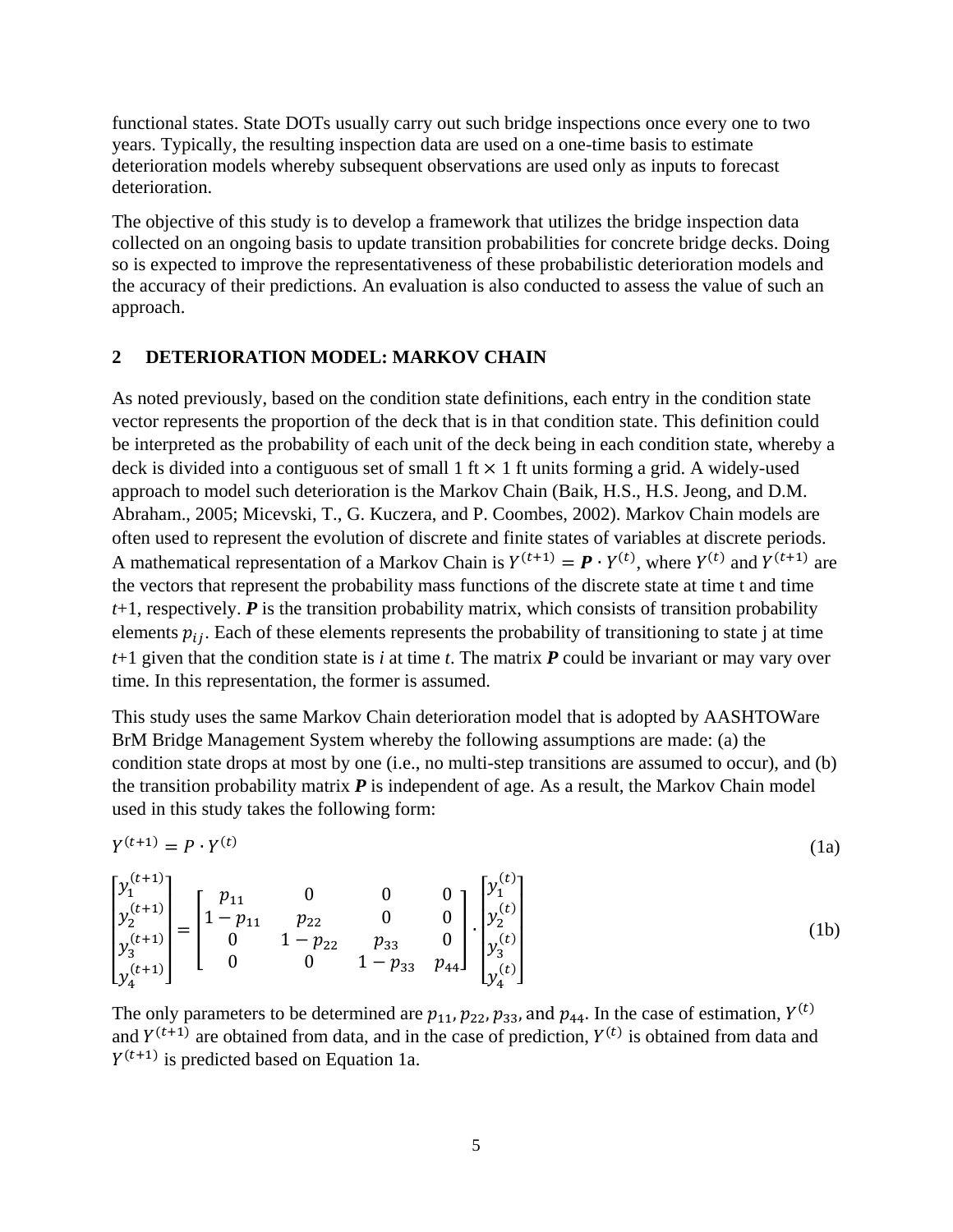functional states. State DOTs usually carry out such bridge inspections once every one to two years. Typically, the resulting inspection data are used on a one-time basis to estimate deterioration models whereby subsequent observations are used only as inputs to forecast deterioration.

The objective of this study is to develop a framework that utilizes the bridge inspection data collected on an ongoing basis to update transition probabilities for concrete bridge decks. Doing so is expected to improve the representativeness of these probabilistic deterioration models and the accuracy of their predictions. An evaluation is also conducted to assess the value of such an approach.

## 2 DETERIORATION MODEL: MARKOV CHAIN

As noted previously, based on the condition state definitions, each entry in the condition state vector represents the proportion of the deck that is in that condition state. This definition could be interpreted as the probability of each unit of the deck being in each condition state, whereby a deck is divided into a contiguous set of small 1 ft × 1 ft units forming a grid. A widely-used approach to model such deterioration is the Markov Chain (Baik, H.S., H.S. Jeong, and D.M. Abraham., 2005; Micevski, T., G. Kuczera, and P. Coombes, 2002). Markov Chain models are often used to represent the evolution of discrete and finite states of variables at discrete periods. A mathematical representation of a Markov Chain is $Y^{(t+1)} = \boldsymbol{P} \cdot Y^{(t)}$, where $Y^{(t)}$ and $Y^{(t+1)}$ are the vectors that represent the probability mass functions of the discrete state at time t and time $t$+1, respectively. $\boldsymbol{P}$ is the transition probability matrix, which consists of transition probability elements $p_{ij}$. Each of these elements represents the probability of transitioning to state j at time $t$+1 given that the condition state is $i$ at time $t$. The matrix $\boldsymbol{P}$ could be invariant or may vary over time. In this representation, the former is assumed.

This study uses the same Markov Chain deterioration model that is adopted by AASHTOWare BrM Bridge Management System whereby the following assumptions are made: (a) the condition state drops at most by one (i.e., no multi-step transitions are assumed to occur), and (b) the transition probability matrix $\boldsymbol{P}$ is independent of age. As a result, the Markov Chain model used in this study takes the following form:

$$Y^{(t+1)} = P \cdot Y^{(t)} \tag{1a}$$

$$\begin{bmatrix} y_1^{(t+1)} \\ y_2^{(t+1)} \\ y_3^{(t+1)} \\ y_4^{(t+1)} \end{bmatrix} = \begin{bmatrix} p_{11} & 0 & 0 & 0 \\ 1-p_{11} & p_{22} & 0 & 0 \\ 0 & 1-p_{22} & p_{33} & 0 \\ 0 & 0 & 1-p_{33} & p_{44} \end{bmatrix} \cdot \begin{bmatrix} y_1^{(t)} \\ y_2^{(t)} \\ y_3^{(t)} \\ y_4^{(t)} \end{bmatrix} \tag{1b}$$

The only parameters to be determined are $p_{11}, p_{22}, p_{33},$ and $p_{44}$. In the case of estimation, $Y^{(t)}$ and $Y^{(t+1)}$ are obtained from data, and in the case of prediction, $Y^{(t)}$ is obtained from data and $Y^{(t+1)}$ is predicted based on Equation 1a.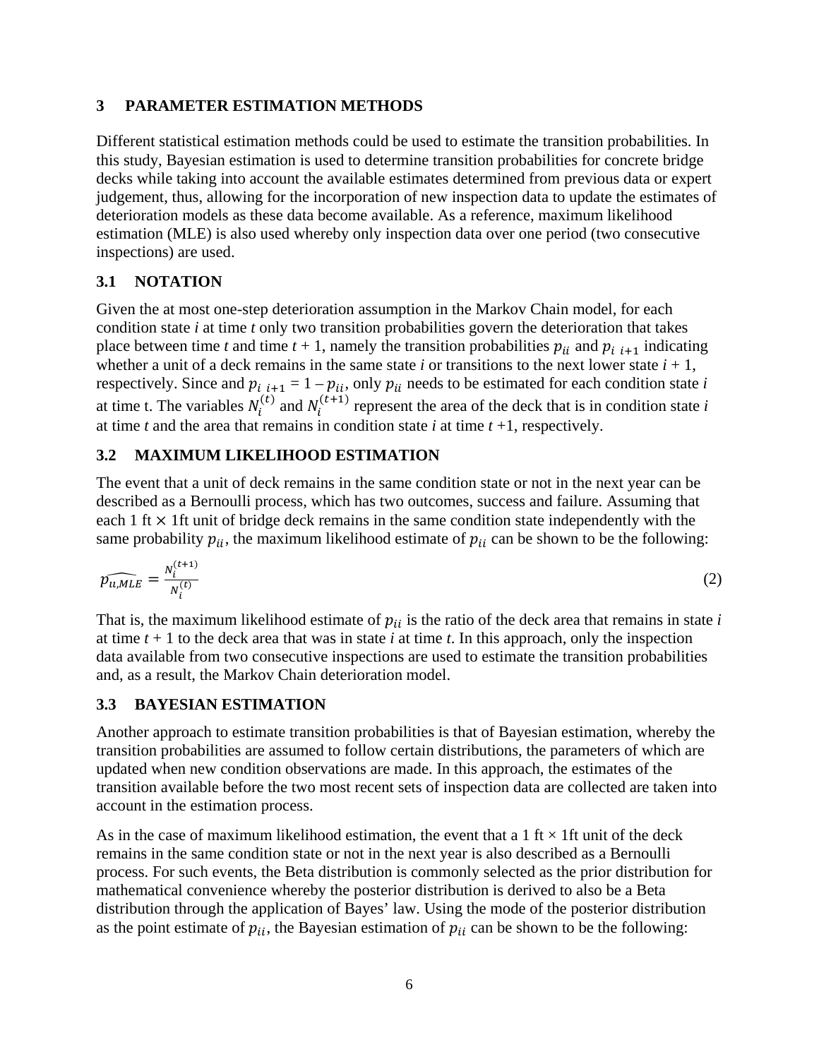## 3 PARAMETER ESTIMATION METHODS

Different statistical estimation methods could be used to estimate the transition probabilities. In this study, Bayesian estimation is used to determine transition probabilities for concrete bridge decks while taking into account the available estimates determined from previous data or expert judgement, thus, allowing for the incorporation of new inspection data to update the estimates of deterioration models as these data become available. As a reference, maximum likelihood estimation (MLE) is also used whereby only inspection data over one period (two consecutive inspections) are used.

### 3.1 NOTATION

Given the at most one-step deterioration assumption in the Markov Chain model, for each condition state *i* at time *t* only two transition probabilities govern the deterioration that takes place between time *t* and time *t* + 1, namely the transition probabilities $p_{ii}$ and $p_{i\ i+1}$ indicating whether a unit of a deck remains in the same state *i* or transitions to the next lower state *i* + 1, respectively. Since and $p_{i\ i+1} = 1 - p_{ii}$, only $p_{ii}$ needs to be estimated for each condition state *i* at time t. The variables $N_i^{(t)}$ and $N_i^{(t+1)}$ represent the area of the deck that is in condition state *i* at time *t* and the area that remains in condition state *i* at time *t* +1, respectively.

### 3.2 MAXIMUM LIKELIHOOD ESTIMATION

The event that a unit of deck remains in the same condition state or not in the next year can be described as a Bernoulli process, which has two outcomes, success and failure. Assuming that each 1 ft × 1ft unit of bridge deck remains in the same condition state independently with the same probability $p_{ii}$, the maximum likelihood estimate of $p_{ii}$ can be shown to be the following:

$$\widehat{p_{ii,MLE}} = \frac{N_i^{(t+1)}}{N_i^{(t)}} \tag{2}$$

That is, the maximum likelihood estimate of $p_{ii}$ is the ratio of the deck area that remains in state *i* at time *t* + 1 to the deck area that was in state *i* at time *t*. In this approach, only the inspection data available from two consecutive inspections are used to estimate the transition probabilities and, as a result, the Markov Chain deterioration model.

### 3.3 BAYESIAN ESTIMATION

Another approach to estimate transition probabilities is that of Bayesian estimation, whereby the transition probabilities are assumed to follow certain distributions, the parameters of which are updated when new condition observations are made. In this approach, the estimates of the transition available before the two most recent sets of inspection data are collected are taken into account in the estimation process.

As in the case of maximum likelihood estimation, the event that a 1 ft × 1ft unit of the deck remains in the same condition state or not in the next year is also described as a Bernoulli process. For such events, the Beta distribution is commonly selected as the prior distribution for mathematical convenience whereby the posterior distribution is derived to also be a Beta distribution through the application of Bayes' law. Using the mode of the posterior distribution as the point estimate of $p_{ii}$, the Bayesian estimation of $p_{ii}$ can be shown to be the following: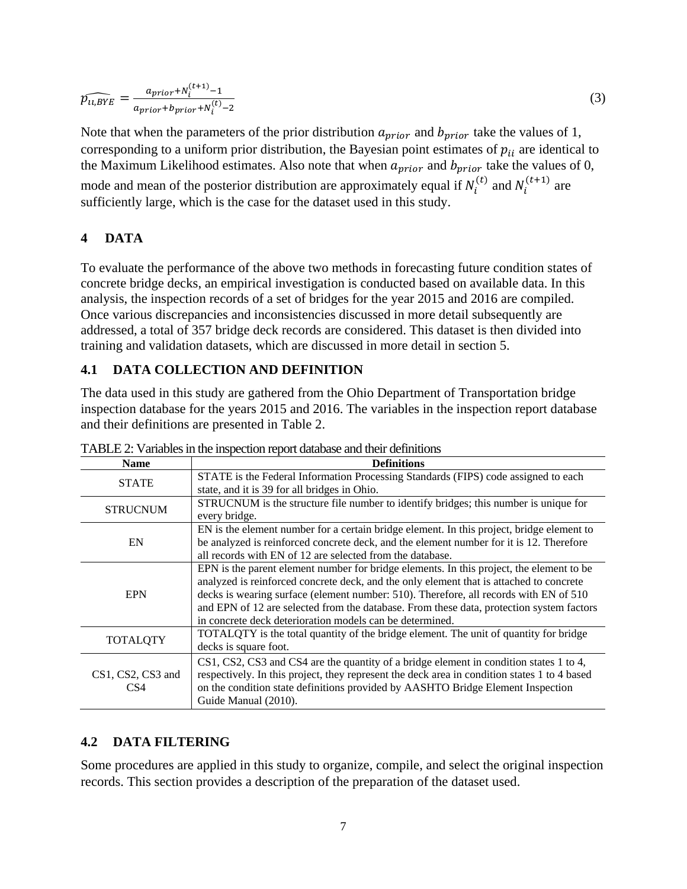$$\widehat{p_{ii,BYE}} = \frac{a_{prior}+N_i^{(t+1)}-1}{a_{prior}+b_{prior}+N_i^{(t)}-2} \tag{3}$$

Note that when the parameters of the prior distribution $a_{prior}$ and $b_{prior}$ take the values of 1, corresponding to a uniform prior distribution, the Bayesian point estimates of $p_{ii}$ are identical to the Maximum Likelihood estimates. Also note that when $a_{prior}$ and $b_{prior}$ take the values of 0, mode and mean of the posterior distribution are approximately equal if $N_i^{(t)}$ and $N_i^{(t+1)}$ are sufficiently large, which is the case for the dataset used in this study.

## 4 DATA

To evaluate the performance of the above two methods in forecasting future condition states of concrete bridge decks, an empirical investigation is conducted based on available data. In this analysis, the inspection records of a set of bridges for the year 2015 and 2016 are compiled. Once various discrepancies and inconsistencies discussed in more detail subsequently are addressed, a total of 357 bridge deck records are considered. This dataset is then divided into training and validation datasets, which are discussed in more detail in section 5.

### 4.1 DATA COLLECTION AND DEFINITION

The data used in this study are gathered from the Ohio Department of Transportation bridge inspection database for the years 2015 and 2016. The variables in the inspection report database and their definitions are presented in Table 2.

TABLE 2: Variables in the inspection report database and their definitions

| Name | Definitions |
|---|---|
| STATE | STATE is the Federal Information Processing Standards (FIPS) code assigned to each state, and it is 39 for all bridges in Ohio. |
| STRUCNUM | STRUCNUM is the structure file number to identify bridges; this number is unique for every bridge. |
| EN | EN is the element number for a certain bridge element. In this project, bridge element to be analyzed is reinforced concrete deck, and the element number for it is 12. Therefore all records with EN of 12 are selected from the database. |
| EPN | EPN is the parent element number for bridge elements. In this project, the element to be analyzed is reinforced concrete deck, and the only element that is attached to concrete decks is wearing surface (element number: 510). Therefore, all records with EN of 510 and EPN of 12 are selected from the database. From these data, protection system factors in concrete deck deterioration models can be determined. |
| TOTALQTY | TOTALQTY is the total quantity of the bridge element. The unit of quantity for bridge decks is square foot. |
| CS1, CS2, CS3 and CS4 | CS1, CS2, CS3 and CS4 are the quantity of a bridge element in condition states 1 to 4, respectively. In this project, they represent the deck area in condition states 1 to 4 based on the condition state definitions provided by AASHTO Bridge Element Inspection Guide Manual (2010). |

### 4.2 DATA FILTERING

Some procedures are applied in this study to organize, compile, and select the original inspection records. This section provides a description of the preparation of the dataset used.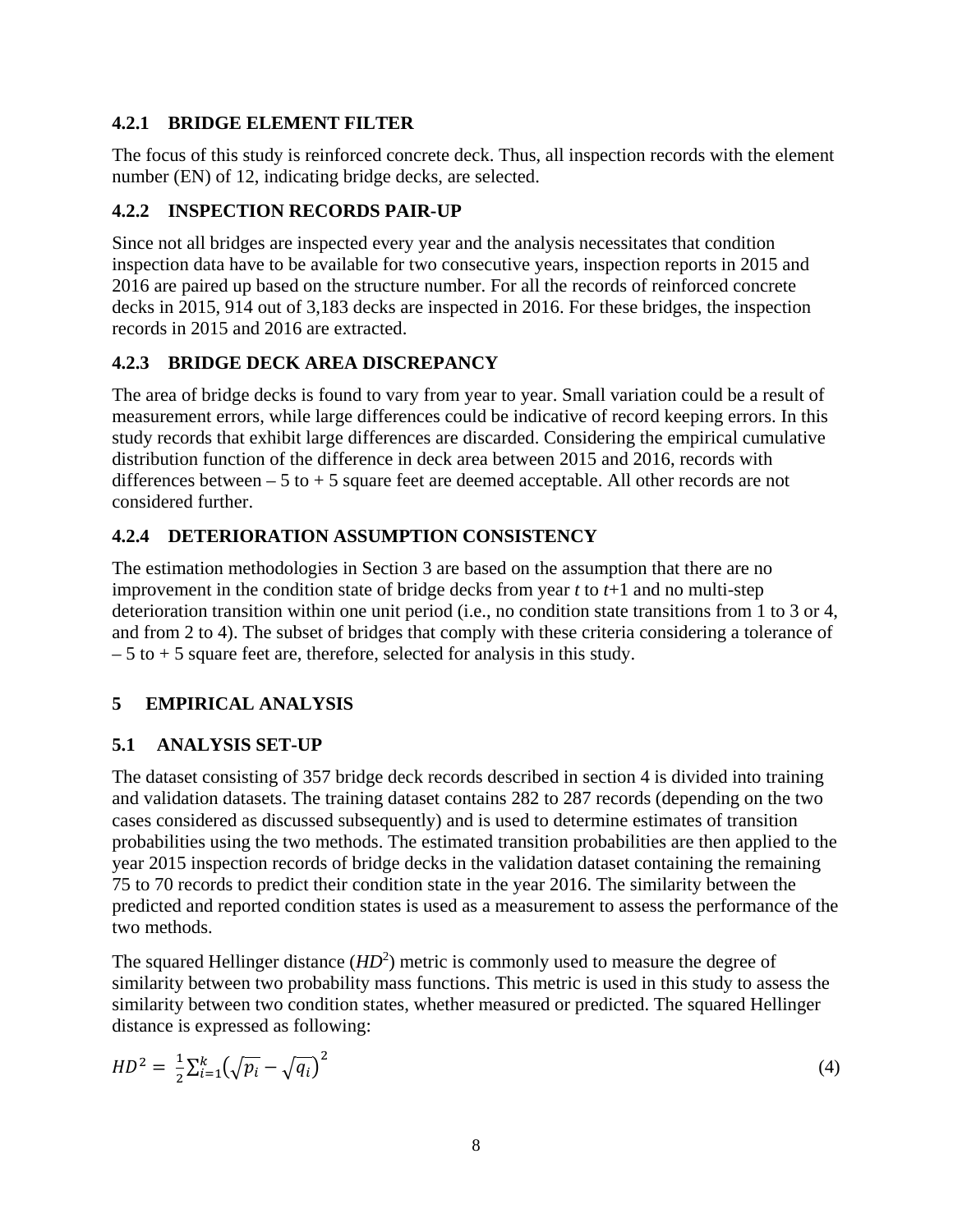### 4.2.1 BRIDGE ELEMENT FILTER

The focus of this study is reinforced concrete deck. Thus, all inspection records with the element number (EN) of 12, indicating bridge decks, are selected.

### 4.2.2 INSPECTION RECORDS PAIR-UP

Since not all bridges are inspected every year and the analysis necessitates that condition inspection data have to be available for two consecutive years, inspection reports in 2015 and 2016 are paired up based on the structure number. For all the records of reinforced concrete decks in 2015, 914 out of 3,183 decks are inspected in 2016. For these bridges, the inspection records in 2015 and 2016 are extracted.

### 4.2.3 BRIDGE DECK AREA DISCREPANCY

The area of bridge decks is found to vary from year to year. Small variation could be a result of measurement errors, while large differences could be indicative of record keeping errors. In this study records that exhibit large differences are discarded. Considering the empirical cumulative distribution function of the difference in deck area between 2015 and 2016, records with differences between – 5 to + 5 square feet are deemed acceptable. All other records are not considered further.

### 4.2.4 DETERIORATION ASSUMPTION CONSISTENCY

The estimation methodologies in Section 3 are based on the assumption that there are no improvement in the condition state of bridge decks from year $t$ to $t$+1 and no multi-step deterioration transition within one unit period (i.e., no condition state transitions from 1 to 3 or 4, and from 2 to 4). The subset of bridges that comply with these criteria considering a tolerance of – 5 to + 5 square feet are, therefore, selected for analysis in this study.

# 5 EMPIRICAL ANALYSIS

## 5.1 ANALYSIS SET-UP

The dataset consisting of 357 bridge deck records described in section 4 is divided into training and validation datasets. The training dataset contains 282 to 287 records (depending on the two cases considered as discussed subsequently) and is used to determine estimates of transition probabilities using the two methods. The estimated transition probabilities are then applied to the year 2015 inspection records of bridge decks in the validation dataset containing the remaining 75 to 70 records to predict their condition state in the year 2016. The similarity between the predicted and reported condition states is used as a measurement to assess the performance of the two methods.

The squared Hellinger distance ($HD^2$) metric is commonly used to measure the degree of similarity between two probability mass functions. This metric is used in this study to assess the similarity between two condition states, whether measured or predicted. The squared Hellinger distance is expressed as following:

$$HD^2 = \frac{1}{2}\sum_{i=1}^{k}\left(\sqrt{p_i} - \sqrt{q_i}\right)^2 \tag{4}$$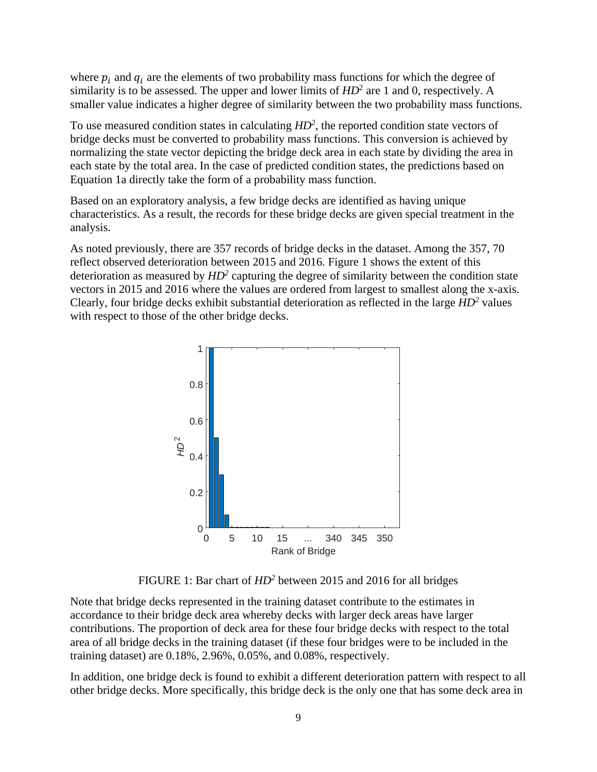where $p_i$ and $q_i$ are the elements of two probability mass functions for which the degree of similarity is to be assessed. The upper and lower limits of $HD^2$ are 1 and 0, respectively. A smaller value indicates a higher degree of similarity between the two probability mass functions.

To use measured condition states in calculating $HD^2$, the reported condition state vectors of bridge decks must be converted to probability mass functions. This conversion is achieved by normalizing the state vector depicting the bridge deck area in each state by dividing the area in each state by the total area. In the case of predicted condition states, the predictions based on Equation 1a directly take the form of a probability mass function.

Based on an exploratory analysis, a few bridge decks are identified as having unique characteristics. As a result, the records for these bridge decks are given special treatment in the analysis.

As noted previously, there are 357 records of bridge decks in the dataset. Among the 357, 70 reflect observed deterioration between 2015 and 2016. Figure 1 shows the extent of this deterioration as measured by $HD^2$ capturing the degree of similarity between the condition state vectors in 2015 and 2016 where the values are ordered from largest to smallest along the x-axis. Clearly, four bridge decks exhibit substantial deterioration as reflected in the large $HD^2$ values with respect to those of the other bridge decks.

FIGURE 1: Bar chart of $HD^2$ between 2015 and 2016 for all bridges

Note that bridge decks represented in the training dataset contribute to the estimates in accordance to their bridge deck area whereby decks with larger deck areas have larger contributions. The proportion of deck area for these four bridge decks with respect to the total area of all bridge decks in the training dataset (if these four bridges were to be included in the training dataset) are 0.18%, 2.96%, 0.05%, and 0.08%, respectively.

In addition, one bridge deck is found to exhibit a different deterioration pattern with respect to all other bridge decks. More specifically, this bridge deck is the only one that has some deck area in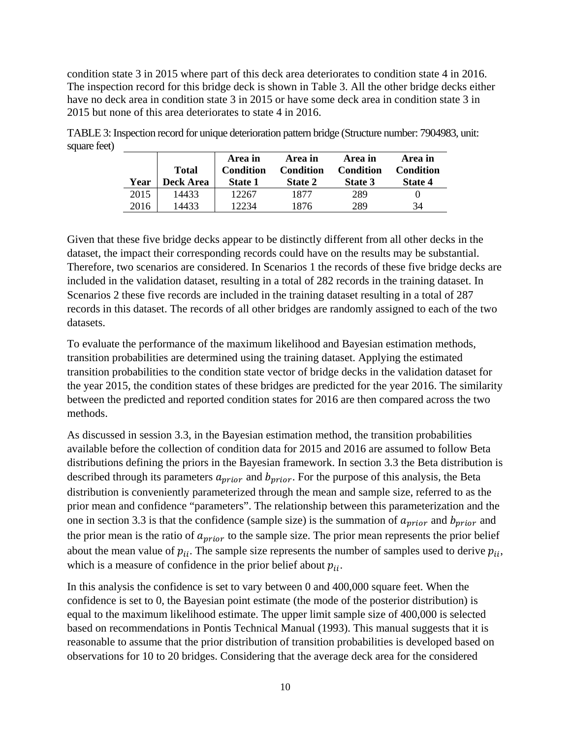condition state 3 in 2015 where part of this deck area deteriorates to condition state 4 in 2016. The inspection record for this bridge deck is shown in Table 3. All the other bridge decks either have no deck area in condition state 3 in 2015 or have some deck area in condition state 3 in 2015 but none of this area deteriorates to state 4 in 2016.

TABLE 3: Inspection record for unique deterioration pattern bridge (Structure number: 7904983, unit: square feet)

| Year | Total Deck Area | Area in Condition State 1 | Area in Condition State 2 | Area in Condition State 3 | Area in Condition State 4 |
|---|---|---|---|---|---|
| 2015 | 14433 | 12267 | 1877 | 289 | 0 |
| 2016 | 14433 | 12234 | 1876 | 289 | 34 |

Given that these five bridge decks appear to be distinctly different from all other decks in the dataset, the impact their corresponding records could have on the results may be substantial. Therefore, two scenarios are considered. In Scenarios 1 the records of these five bridge decks are included in the validation dataset, resulting in a total of 282 records in the training dataset. In Scenarios 2 these five records are included in the training dataset resulting in a total of 287 records in this dataset. The records of all other bridges are randomly assigned to each of the two datasets.

To evaluate the performance of the maximum likelihood and Bayesian estimation methods, transition probabilities are determined using the training dataset. Applying the estimated transition probabilities to the condition state vector of bridge decks in the validation dataset for the year 2015, the condition states of these bridges are predicted for the year 2016. The similarity between the predicted and reported condition states for 2016 are then compared across the two methods.

As discussed in session 3.3, in the Bayesian estimation method, the transition probabilities available before the collection of condition data for 2015 and 2016 are assumed to follow Beta distributions defining the priors in the Bayesian framework. In section 3.3 the Beta distribution is described through its parameters $a_{prior}$ and $b_{prior}$. For the purpose of this analysis, the Beta distribution is conveniently parameterized through the mean and sample size, referred to as the prior mean and confidence "parameters". The relationship between this parameterization and the one in section 3.3 is that the confidence (sample size) is the summation of $a_{prior}$ and $b_{prior}$ and the prior mean is the ratio of $a_{prior}$ to the sample size. The prior mean represents the prior belief about the mean value of $p_{ii}$. The sample size represents the number of samples used to derive $p_{ii}$, which is a measure of confidence in the prior belief about $p_{ii}$.

In this analysis the confidence is set to vary between 0 and 400,000 square feet. When the confidence is set to 0, the Bayesian point estimate (the mode of the posterior distribution) is equal to the maximum likelihood estimate. The upper limit sample size of 400,000 is selected based on recommendations in Pontis Technical Manual (1993). This manual suggests that it is reasonable to assume that the prior distribution of transition probabilities is developed based on observations for 10 to 20 bridges. Considering that the average deck area for the considered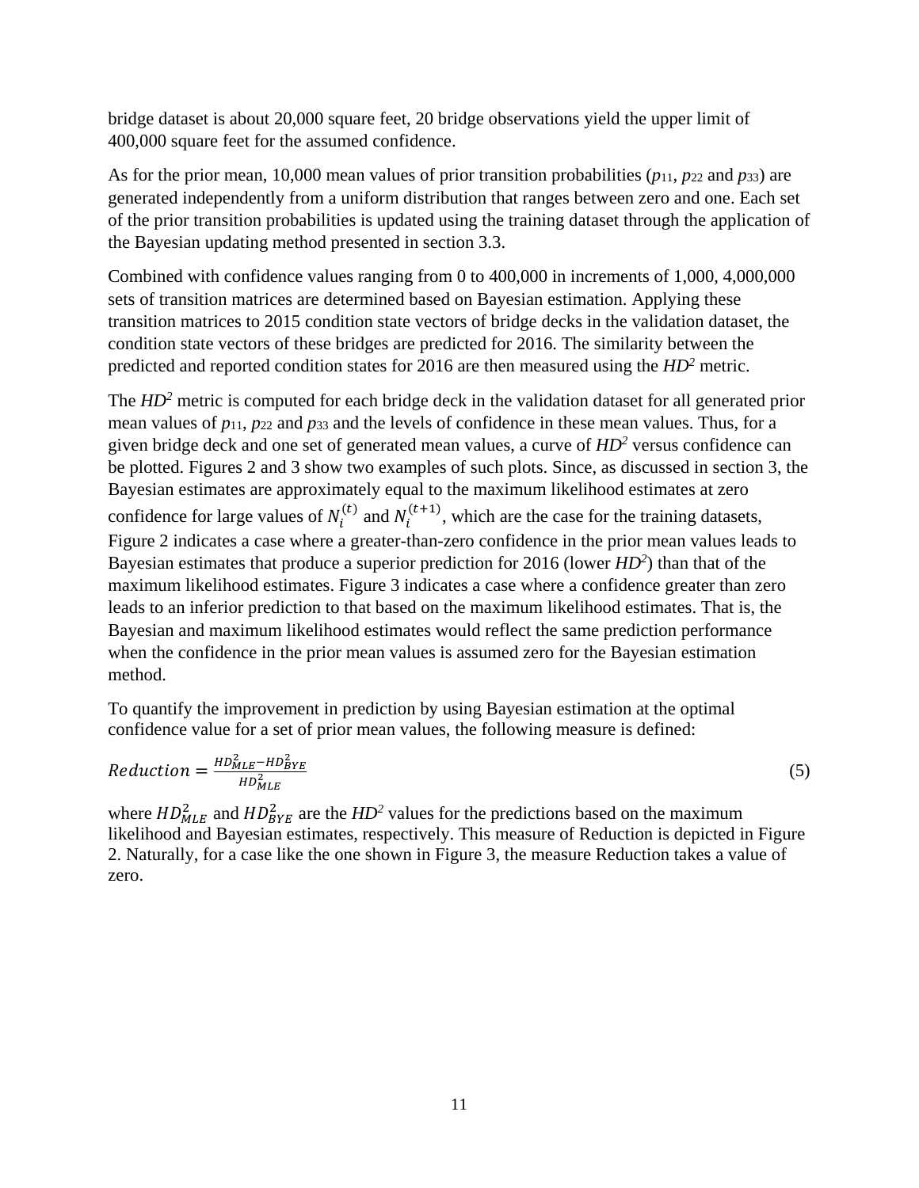bridge dataset is about 20,000 square feet, 20 bridge observations yield the upper limit of 400,000 square feet for the assumed confidence.

As for the prior mean, 10,000 mean values of prior transition probabilities ($p_{11}$, $p_{22}$ and $p_{33}$) are generated independently from a uniform distribution that ranges between zero and one. Each set of the prior transition probabilities is updated using the training dataset through the application of the Bayesian updating method presented in section 3.3.

Combined with confidence values ranging from 0 to 400,000 in increments of 1,000, 4,000,000 sets of transition matrices are determined based on Bayesian estimation. Applying these transition matrices to 2015 condition state vectors of bridge decks in the validation dataset, the condition state vectors of these bridges are predicted for 2016. The similarity between the predicted and reported condition states for 2016 are then measured using the $HD^2$ metric.

The $HD^2$ metric is computed for each bridge deck in the validation dataset for all generated prior mean values of $p_{11}$, $p_{22}$ and $p_{33}$ and the levels of confidence in these mean values. Thus, for a given bridge deck and one set of generated mean values, a curve of $HD^2$ versus confidence can be plotted. Figures 2 and 3 show two examples of such plots. Since, as discussed in section 3, the Bayesian estimates are approximately equal to the maximum likelihood estimates at zero confidence for large values of $N_i^{(t)}$ and $N_i^{(t+1)}$, which are the case for the training datasets, Figure 2 indicates a case where a greater-than-zero confidence in the prior mean values leads to Bayesian estimates that produce a superior prediction for 2016 (lower $HD^2$) than that of the maximum likelihood estimates. Figure 3 indicates a case where a confidence greater than zero leads to an inferior prediction to that based on the maximum likelihood estimates. That is, the Bayesian and maximum likelihood estimates would reflect the same prediction performance when the confidence in the prior mean values is assumed zero for the Bayesian estimation method.

To quantify the improvement in prediction by using Bayesian estimation at the optimal confidence value for a set of prior mean values, the following measure is defined:

$$Reduction = \frac{HD_{MLE}^2 - HD_{BYE}^2}{HD_{MLE}^2} \tag{5}$$

where $HD_{MLE}^2$ and $HD_{BYE}^2$ are the $HD^2$ values for the predictions based on the maximum likelihood and Bayesian estimates, respectively. This measure of Reduction is depicted in Figure 2. Naturally, for a case like the one shown in Figure 3, the measure Reduction takes a value of zero.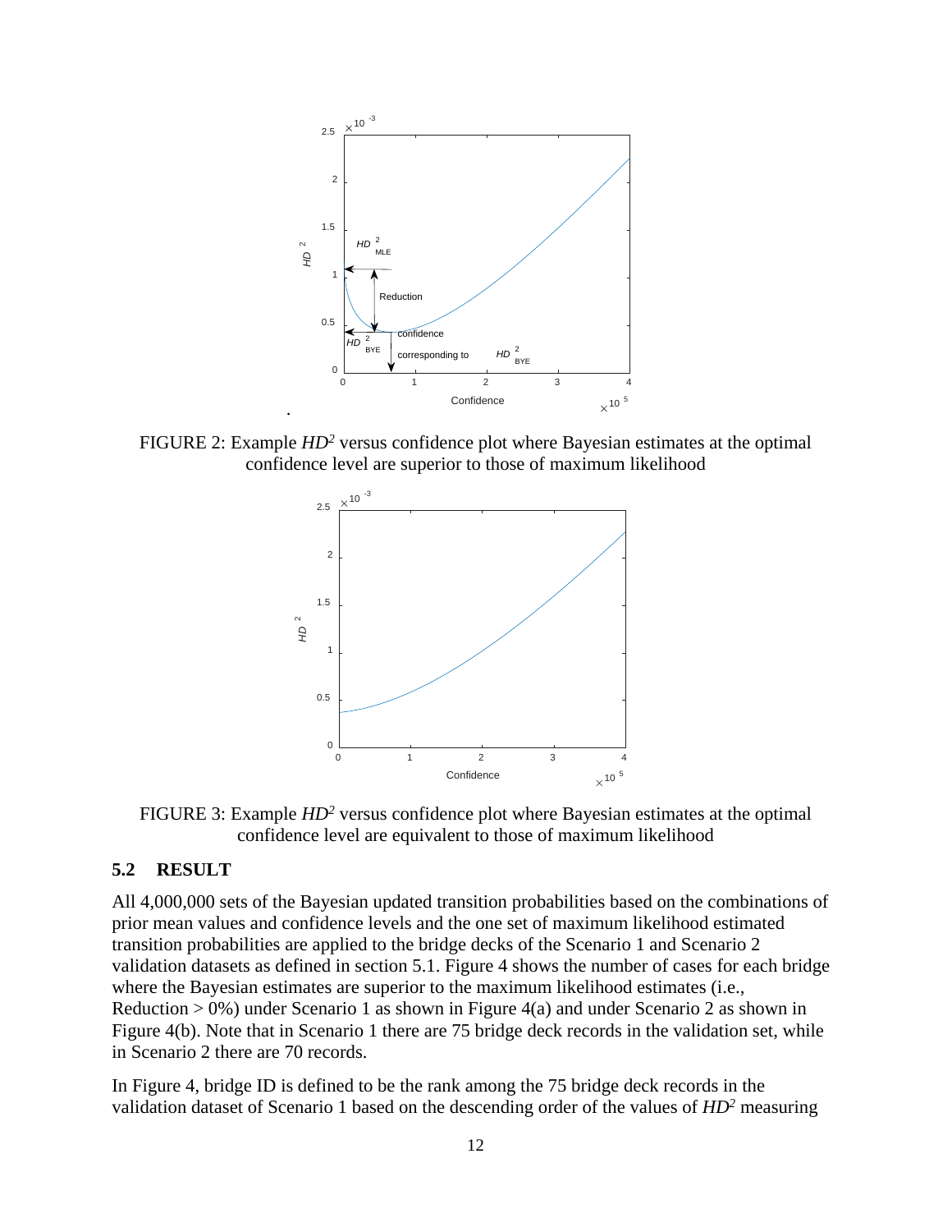FIGURE 2: Example $HD^2$ versus confidence plot where Bayesian estimates at the optimal confidence level are superior to those of maximum likelihood

FIGURE 3: Example $HD^2$ versus confidence plot where Bayesian estimates at the optimal confidence level are equivalent to those of maximum likelihood

### 5.2 RESULT

All 4,000,000 sets of the Bayesian updated transition probabilities based on the combinations of prior mean values and confidence levels and the one set of maximum likelihood estimated transition probabilities are applied to the bridge decks of the Scenario 1 and Scenario 2 validation datasets as defined in section 5.1. Figure 4 shows the number of cases for each bridge where the Bayesian estimates are superior to the maximum likelihood estimates (i.e., Reduction > 0%) under Scenario 1 as shown in Figure 4(a) and under Scenario 2 as shown in Figure 4(b). Note that in Scenario 1 there are 75 bridge deck records in the validation set, while in Scenario 2 there are 70 records.

In Figure 4, bridge ID is defined to be the rank among the 75 bridge deck records in the validation dataset of Scenario 1 based on the descending order of the values of $HD^2$ measuring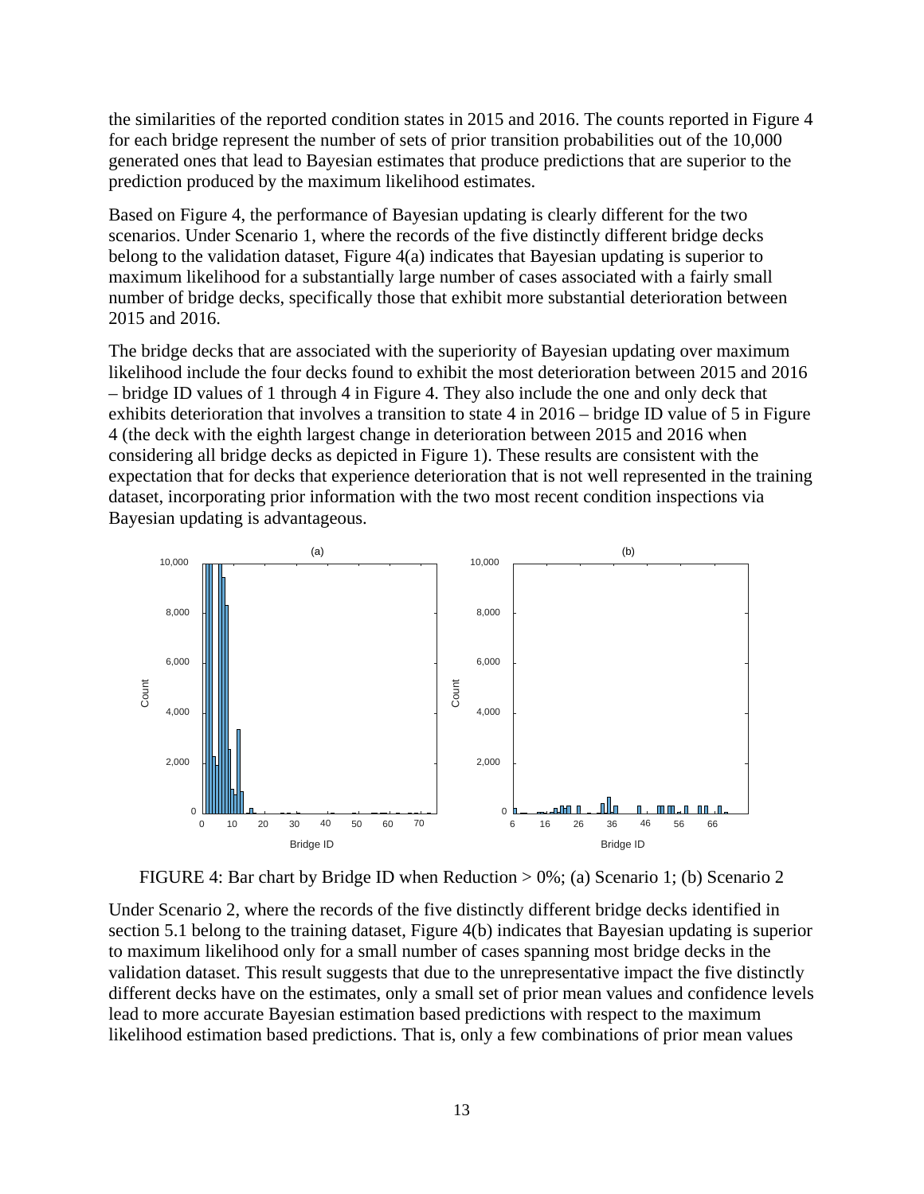the similarities of the reported condition states in 2015 and 2016. The counts reported in Figure 4 for each bridge represent the number of sets of prior transition probabilities out of the 10,000 generated ones that lead to Bayesian estimates that produce predictions that are superior to the prediction produced by the maximum likelihood estimates.

Based on Figure 4, the performance of Bayesian updating is clearly different for the two scenarios. Under Scenario 1, where the records of the five distinctly different bridge decks belong to the validation dataset, Figure 4(a) indicates that Bayesian updating is superior to maximum likelihood for a substantially large number of cases associated with a fairly small number of bridge decks, specifically those that exhibit more substantial deterioration between 2015 and 2016.

The bridge decks that are associated with the superiority of Bayesian updating over maximum likelihood include the four decks found to exhibit the most deterioration between 2015 and 2016 – bridge ID values of 1 through 4 in Figure 4. They also include the one and only deck that exhibits deterioration that involves a transition to state 4 in 2016 – bridge ID value of 5 in Figure 4 (the deck with the eighth largest change in deterioration between 2015 and 2016 when considering all bridge decks as depicted in Figure 1). These results are consistent with the expectation that for decks that experience deterioration that is not well represented in the training dataset, incorporating prior information with the two most recent condition inspections via Bayesian updating is advantageous.

FIGURE 4: Bar chart by Bridge ID when Reduction > 0%; (a) Scenario 1; (b) Scenario 2

Under Scenario 2, where the records of the five distinctly different bridge decks identified in section 5.1 belong to the training dataset, Figure 4(b) indicates that Bayesian updating is superior to maximum likelihood only for a small number of cases spanning most bridge decks in the validation dataset. This result suggests that due to the unrepresentative impact the five distinctly different decks have on the estimates, only a small set of prior mean values and confidence levels lead to more accurate Bayesian estimation based predictions with respect to the maximum likelihood estimation based predictions. That is, only a few combinations of prior mean values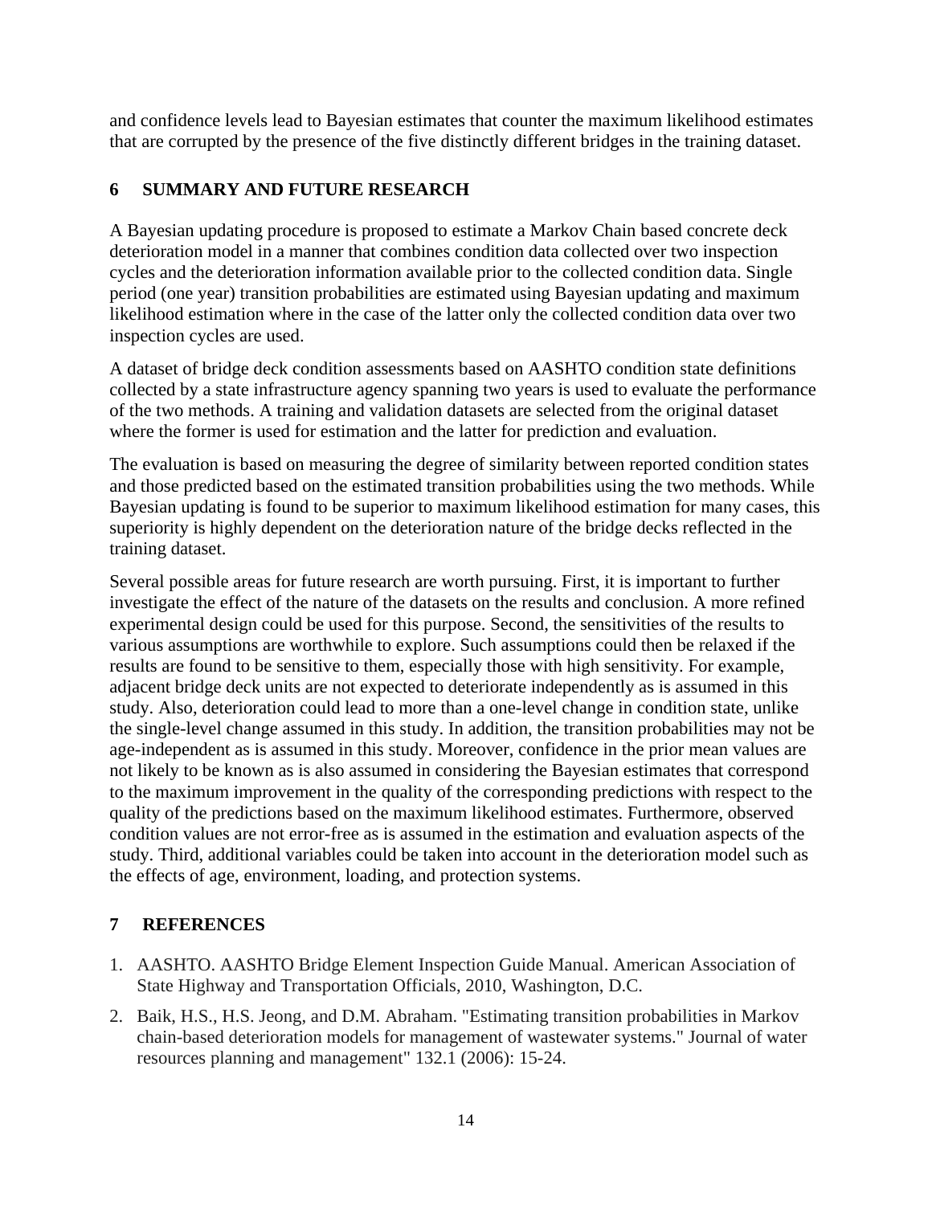and confidence levels lead to Bayesian estimates that counter the maximum likelihood estimates that are corrupted by the presence of the five distinctly different bridges in the training dataset.

## 6 SUMMARY AND FUTURE RESEARCH

A Bayesian updating procedure is proposed to estimate a Markov Chain based concrete deck deterioration model in a manner that combines condition data collected over two inspection cycles and the deterioration information available prior to the collected condition data. Single period (one year) transition probabilities are estimated using Bayesian updating and maximum likelihood estimation where in the case of the latter only the collected condition data over two inspection cycles are used.

A dataset of bridge deck condition assessments based on AASHTO condition state definitions collected by a state infrastructure agency spanning two years is used to evaluate the performance of the two methods. A training and validation datasets are selected from the original dataset where the former is used for estimation and the latter for prediction and evaluation.

The evaluation is based on measuring the degree of similarity between reported condition states and those predicted based on the estimated transition probabilities using the two methods. While Bayesian updating is found to be superior to maximum likelihood estimation for many cases, this superiority is highly dependent on the deterioration nature of the bridge decks reflected in the training dataset.

Several possible areas for future research are worth pursuing. First, it is important to further investigate the effect of the nature of the datasets on the results and conclusion. A more refined experimental design could be used for this purpose. Second, the sensitivities of the results to various assumptions are worthwhile to explore. Such assumptions could then be relaxed if the results are found to be sensitive to them, especially those with high sensitivity. For example, adjacent bridge deck units are not expected to deteriorate independently as is assumed in this study. Also, deterioration could lead to more than a one-level change in condition state, unlike the single-level change assumed in this study. In addition, the transition probabilities may not be age-independent as is assumed in this study. Moreover, confidence in the prior mean values are not likely to be known as is also assumed in considering the Bayesian estimates that correspond to the maximum improvement in the quality of the corresponding predictions with respect to the quality of the predictions based on the maximum likelihood estimates. Furthermore, observed condition values are not error-free as is assumed in the estimation and evaluation aspects of the study. Third, additional variables could be taken into account in the deterioration model such as the effects of age, environment, loading, and protection systems.

## 7 REFERENCES

1. AASHTO. AASHTO Bridge Element Inspection Guide Manual. American Association of State Highway and Transportation Officials, 2010, Washington, D.C.
2. Baik, H.S., H.S. Jeong, and D.M. Abraham. "Estimating transition probabilities in Markov chain-based deterioration models for management of wastewater systems." Journal of water resources planning and management" 132.1 (2006): 15-24.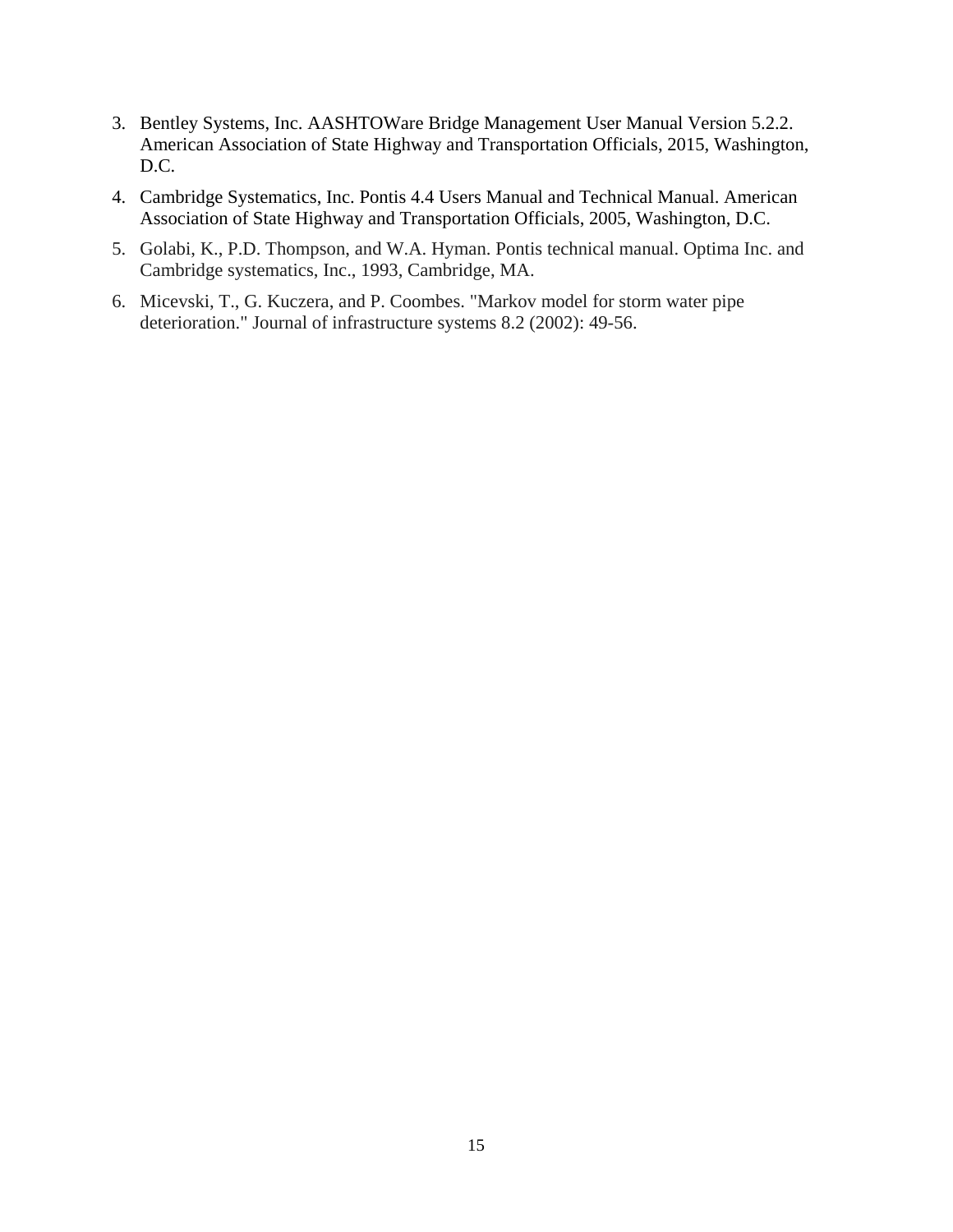3. Bentley Systems, Inc. AASHTOWare Bridge Management User Manual Version 5.2.2. American Association of State Highway and Transportation Officials, 2015, Washington, D.C.
4. Cambridge Systematics, Inc. Pontis 4.4 Users Manual and Technical Manual. American Association of State Highway and Transportation Officials, 2005, Washington, D.C.
5. Golabi, K., P.D. Thompson, and W.A. Hyman. Pontis technical manual. Optima Inc. and Cambridge systematics, Inc., 1993, Cambridge, MA.
6. Micevski, T., G. Kuczera, and P. Coombes. "Markov model for storm water pipe deterioration." Journal of infrastructure systems 8.2 (2002): 49-56.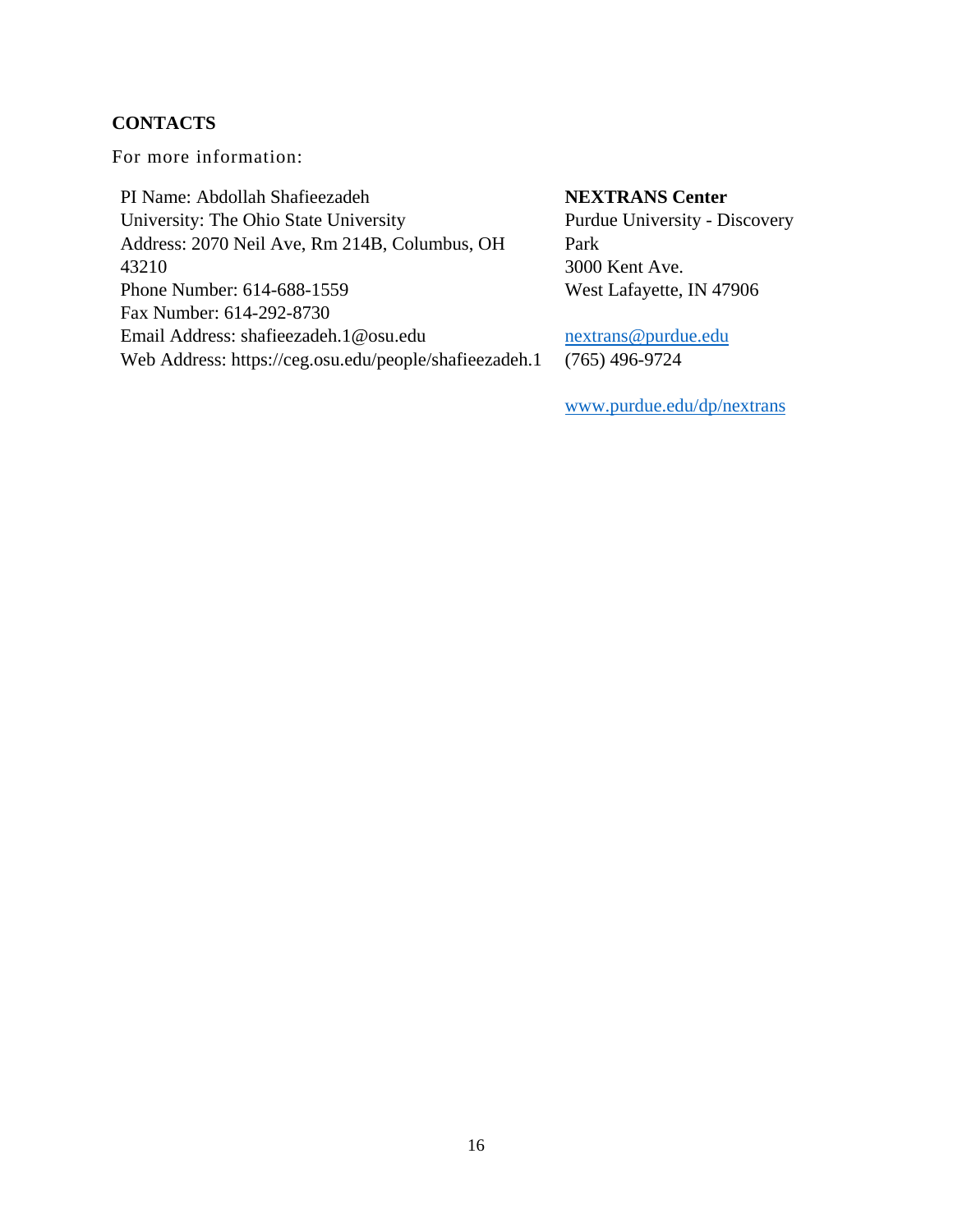## CONTACTS

For more information:

PI Name: Abdollah Shafieezadeh
University: The Ohio State University
Address: 2070 Neil Ave, Rm 214B, Columbus, OH 43210
Phone Number: 614-688-1559
Fax Number: 614-292-8730
Email Address: shafieezadeh.1@osu.edu
Web Address: https://ceg.osu.edu/people/shafieezadeh.1

**NEXTRANS Center**
Purdue University - Discovery Park
3000 Kent Ave.
West Lafayette, IN 47906

nextrans@purdue.edu
(765) 496-9724

www.purdue.edu/dp/nextrans